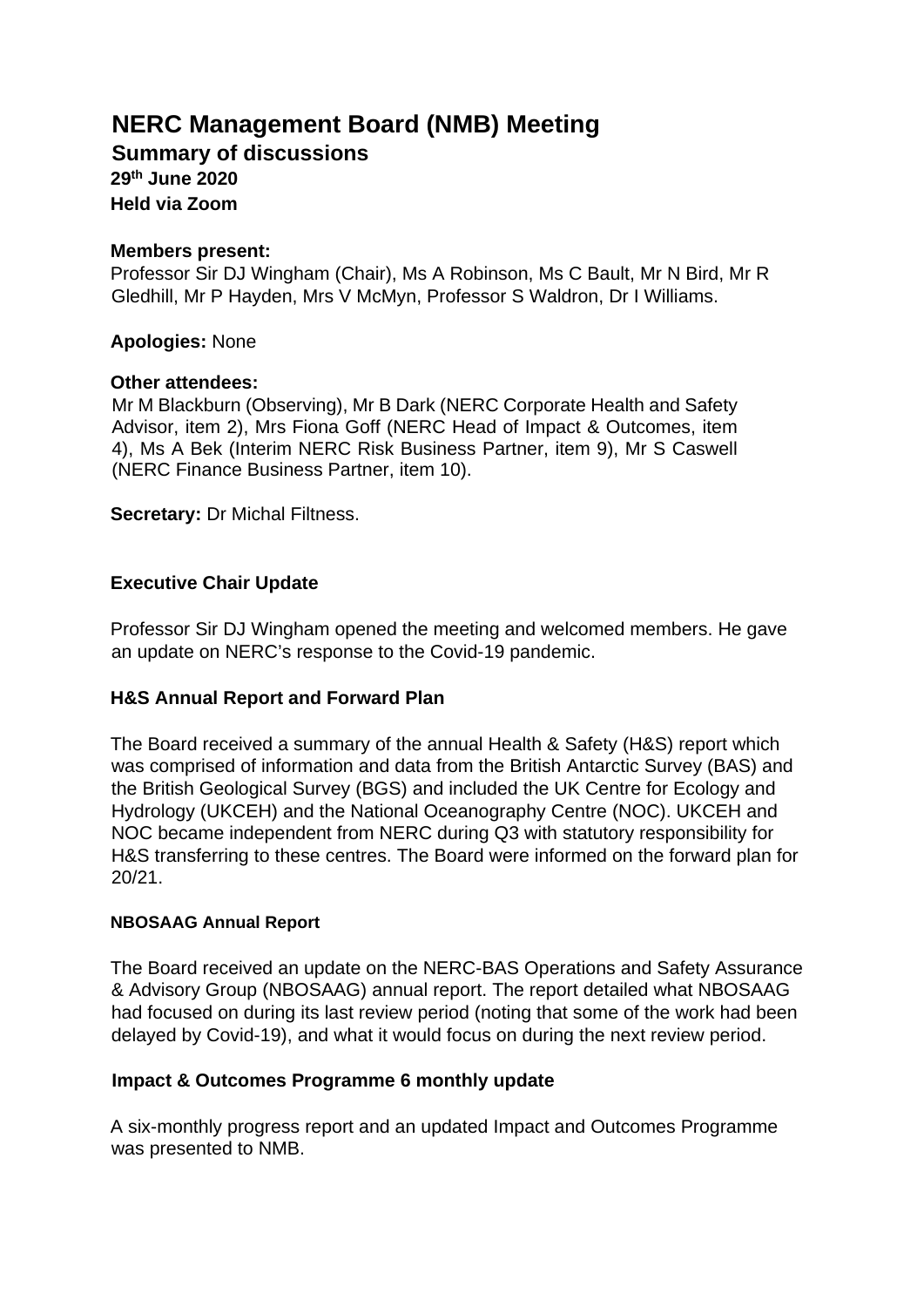# NERC Management Board (NMB) Meeting

## Summary of discussions

**29th June 2020**

**Held via Zoom**

**Members present:**
Professor Sir DJ Wingham (Chair), Ms A Robinson, Ms C Bault, Mr N Bird, Mr R Gledhill, Mr P Hayden, Mrs V McMyn, Professor S Waldron, Dr I Williams.

**Apologies:** None

**Other attendees:**
Mr M Blackburn (Observing), Mr B Dark (NERC Corporate Health and Safety Advisor, item 2), Mrs Fiona Goff (NERC Head of Impact & Outcomes, item 4), Ms A Bek (Interim NERC Risk Business Partner, item 9), Mr S Caswell (NERC Finance Business Partner, item 10).

**Secretary:** Dr Michal Filtness.

### Executive Chair Update

Professor Sir DJ Wingham opened the meeting and welcomed members. He gave an update on NERC's response to the Covid-19 pandemic.

### H&S Annual Report and Forward Plan

The Board received a summary of the annual Health & Safety (H&S) report which was comprised of information and data from the British Antarctic Survey (BAS) and the British Geological Survey (BGS) and included the UK Centre for Ecology and Hydrology (UKCEH) and the National Oceanography Centre (NOC). UKCEH and NOC became independent from NERC during Q3 with statutory responsibility for H&S transferring to these centres. The Board were informed on the forward plan for 20/21.

#### NBOSAAG Annual Report

The Board received an update on the NERC-BAS Operations and Safety Assurance & Advisory Group (NBOSAAG) annual report. The report detailed what NBOSAAG had focused on during its last review period (noting that some of the work had been delayed by Covid-19), and what it would focus on during the next review period.

### Impact & Outcomes Programme 6 monthly update

A six-monthly progress report and an updated Impact and Outcomes Programme was presented to NMB.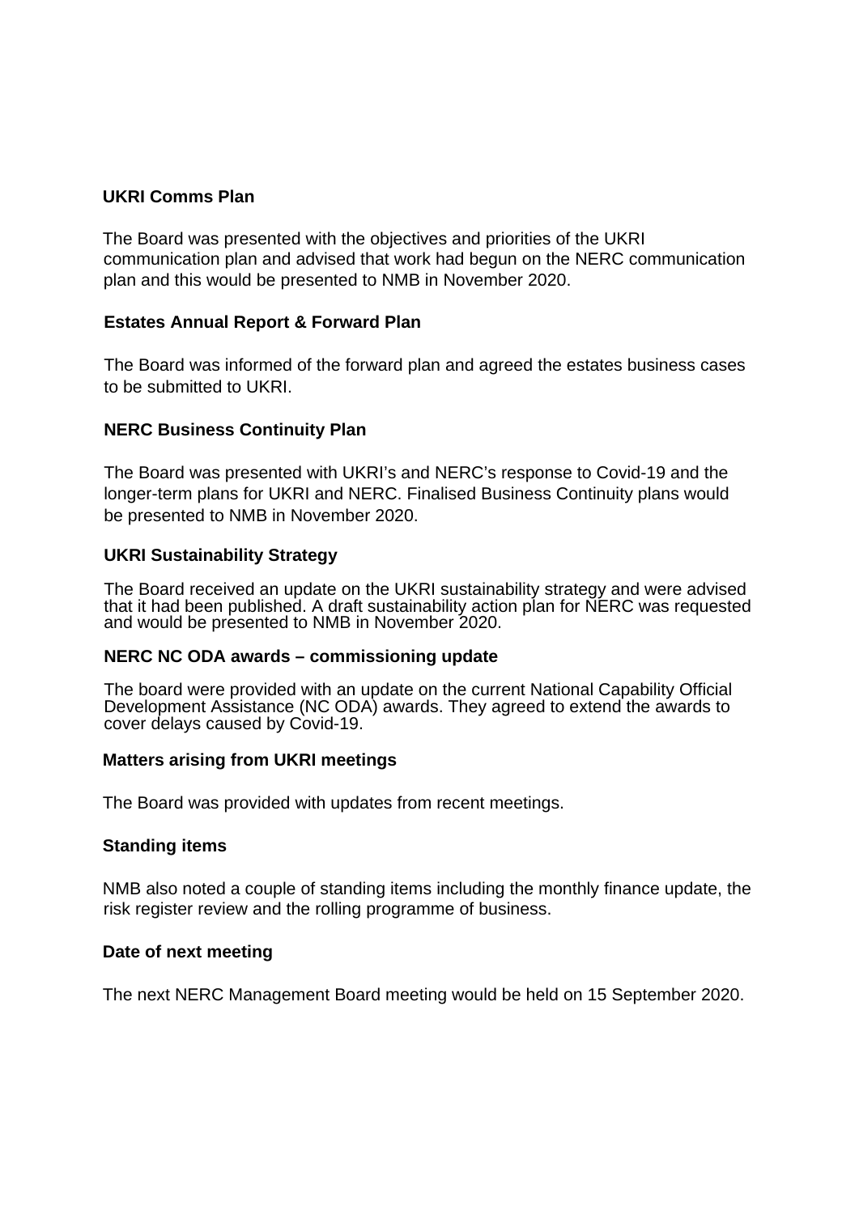**UKRI Comms Plan**

The Board was presented with the objectives and priorities of the UKRI communication plan and advised that work had begun on the NERC communication plan and this would be presented to NMB in November 2020.

**Estates Annual Report & Forward Plan**

The Board was informed of the forward plan and agreed the estates business cases to be submitted to UKRI.

**NERC Business Continuity Plan**

The Board was presented with UKRI's and NERC's response to Covid-19 and the longer-term plans for UKRI and NERC. Finalised Business Continuity plans would be presented to NMB in November 2020.

**UKRI Sustainability Strategy**

The Board received an update on the UKRI sustainability strategy and were advised that it had been published. A draft sustainability action plan for NERC was requested and would be presented to NMB in November 2020.

**NERC NC ODA awards – commissioning update**

The board were provided with an update on the current National Capability Official Development Assistance (NC ODA) awards. They agreed to extend the awards to cover delays caused by Covid-19.

**Matters arising from UKRI meetings**

The Board was provided with updates from recent meetings.

**Standing items**

NMB also noted a couple of standing items including the monthly finance update, the risk register review and the rolling programme of business.

**Date of next meeting**

The next NERC Management Board meeting would be held on 15 September 2020.